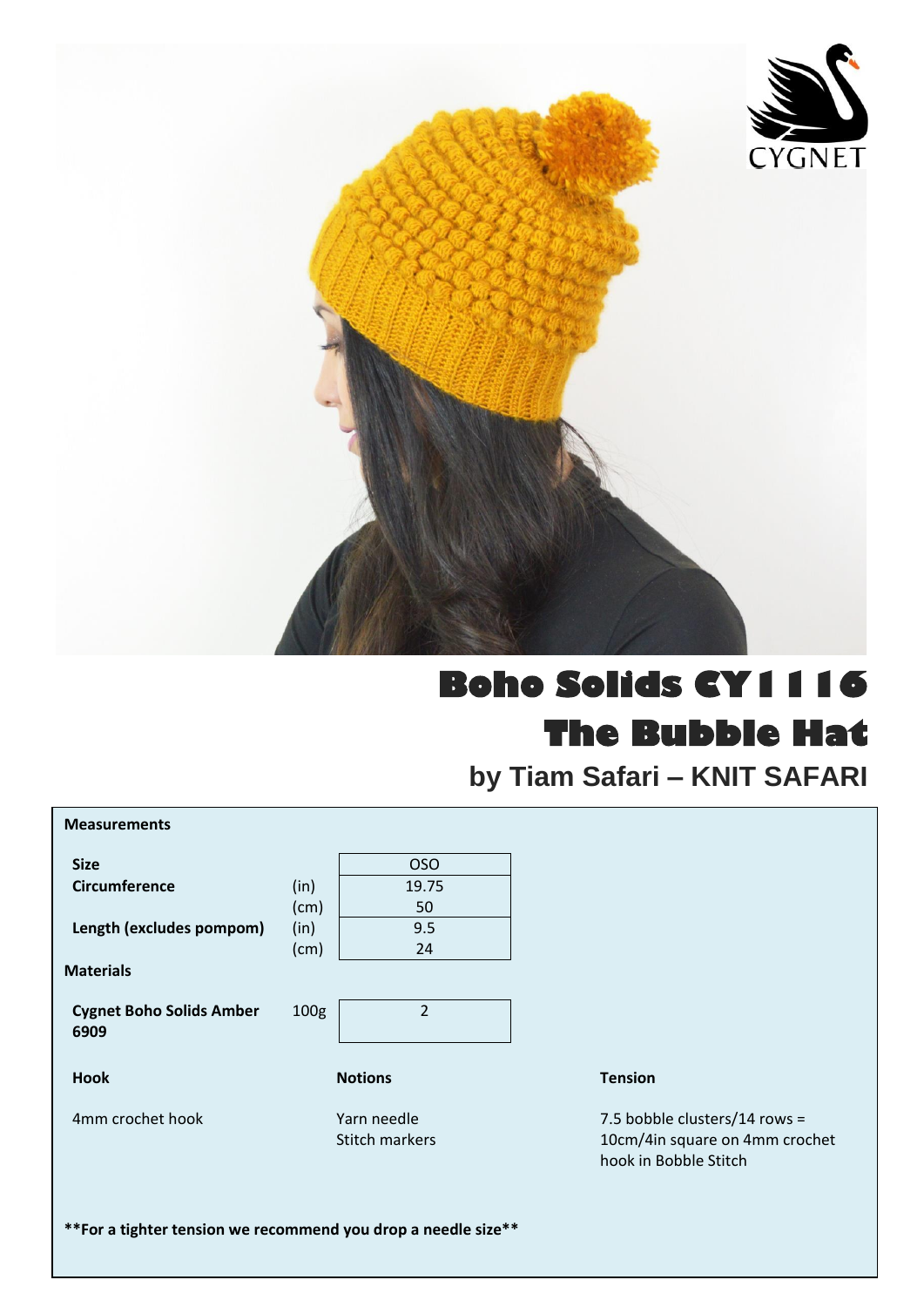CYGNET

# Boho Solids CY1116

# The Bubble Hat

## by Tiam Safari – KNIT SAFARI

**Measurements**

| **Size** | | OSO |
|---|---|---|
| **Circumference** | (in) | 19.75 |
| | (cm) | 50 |
| **Length (excludes pompom)** | (in) | 9.5 |
| | (cm) | 24 |

**Materials**

| **Cygnet Boho Solids Amber 6909** | 100g | 2 |
|---|---|---|

**Hook**

4mm crochet hook

**Notions**

Yarn needle
Stitch markers

**Tension**

7.5 bobble clusters/14 rows = 10cm/4in square on 4mm crochet hook in Bobble Stitch

**\*\*For a tighter tension we recommend you drop a needle size\*\***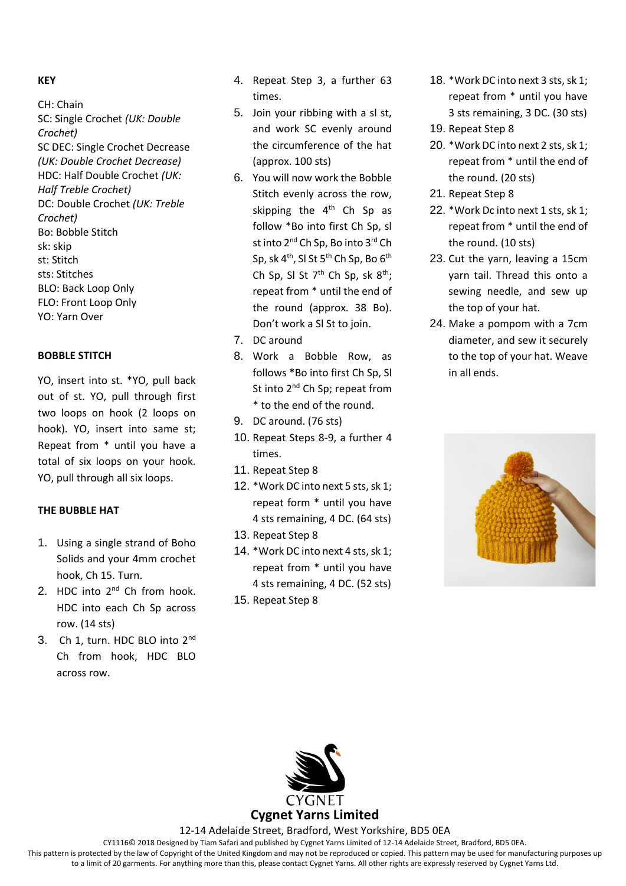**KEY**

CH: Chain
SC: Single Crochet *(UK: Double Crochet)*
SC DEC: Single Crochet Decrease *(UK: Double Crochet Decrease)*
HDC: Half Double Crochet *(UK: Half Treble Crochet)*
DC: Double Crochet *(UK: Treble Crochet)*
Bo: Bobble Stitch
sk: skip
st: Stitch
sts: Stitches
BLO: Back Loop Only
FLO: Front Loop Only
YO: Yarn Over

**BOBBLE STITCH**

YO, insert into st. *YO, pull back out of st. YO, pull through first two loops on hook (2 loops on hook). YO, insert into same st; Repeat from * until you have a total of six loops on your hook. YO, pull through all six loops.

**THE BUBBLE HAT**

1. Using a single strand of Boho Solids and your 4mm crochet hook, Ch 15. Turn.
2. HDC into 2nd Ch from hook. HDC into each Ch Sp across row. (14 sts)
3. Ch 1, turn. HDC BLO into 2nd Ch from hook, HDC BLO across row.
4. Repeat Step 3, a further 63 times.
5. Join your ribbing with a sl st, and work SC evenly around the circumference of the hat (approx. 100 sts)
6. You will now work the Bobble Stitch evenly across the row, skipping the 4th Ch Sp as follow *Bo into first Ch Sp, sl st into 2nd Ch Sp, Bo into 3rd Ch Sp, sk 4th, Sl St 5th Ch Sp, Bo 6th Ch Sp, Sl St 7th Ch Sp, sk 8th; repeat from * until the end of the round (approx. 38 Bo). Don't work a Sl St to join.
7. DC around
8. Work a Bobble Row, as follows *Bo into first Ch Sp, Sl St into 2nd Ch Sp; repeat from * to the end of the round.
9. DC around. (76 sts)
10. Repeat Steps 8-9, a further 4 times.
11. Repeat Step 8
12. *Work DC into next 5 sts, sk 1; repeat form * until you have 4 sts remaining, 4 DC. (64 sts)
13. Repeat Step 8
14. *Work DC into next 4 sts, sk 1; repeat from * until you have 4 sts remaining, 4 DC. (52 sts)
15. Repeat Step 8
18. *Work DC into next 3 sts, sk 1; repeat from * until you have 3 sts remaining, 3 DC. (30 sts)
19. Repeat Step 8
20. *Work DC into next 2 sts, sk 1; repeat from * until the end of the round. (20 sts)
21. Repeat Step 8
22. *Work Dc into next 1 sts, sk 1; repeat from * until the end of the round. (10 sts)
23. Cut the yarn, leaving a 15cm yarn tail. Thread this onto a sewing needle, and sew up the top of your hat.
24. Make a pompom with a 7cm diameter, and sew it securely to the top of your hat. Weave in all ends.

**Cygnet Yarns Limited**
12-14 Adelaide Street, Bradford, West Yorkshire, BD5 0EA

CY1116© 2018 Designed by Tiam Safari and published by Cygnet Yarns Limited of 12-14 Adelaide Street, Bradford, BD5 0EA.
This pattern is protected by the law of Copyright of the United Kingdom and may not be reproduced or copied. This pattern may be used for manufacturing purposes up to a limit of 20 garments. For anything more than this, please contact Cygnet Yarns. All other rights are expressly reserved by Cygnet Yarns Ltd.